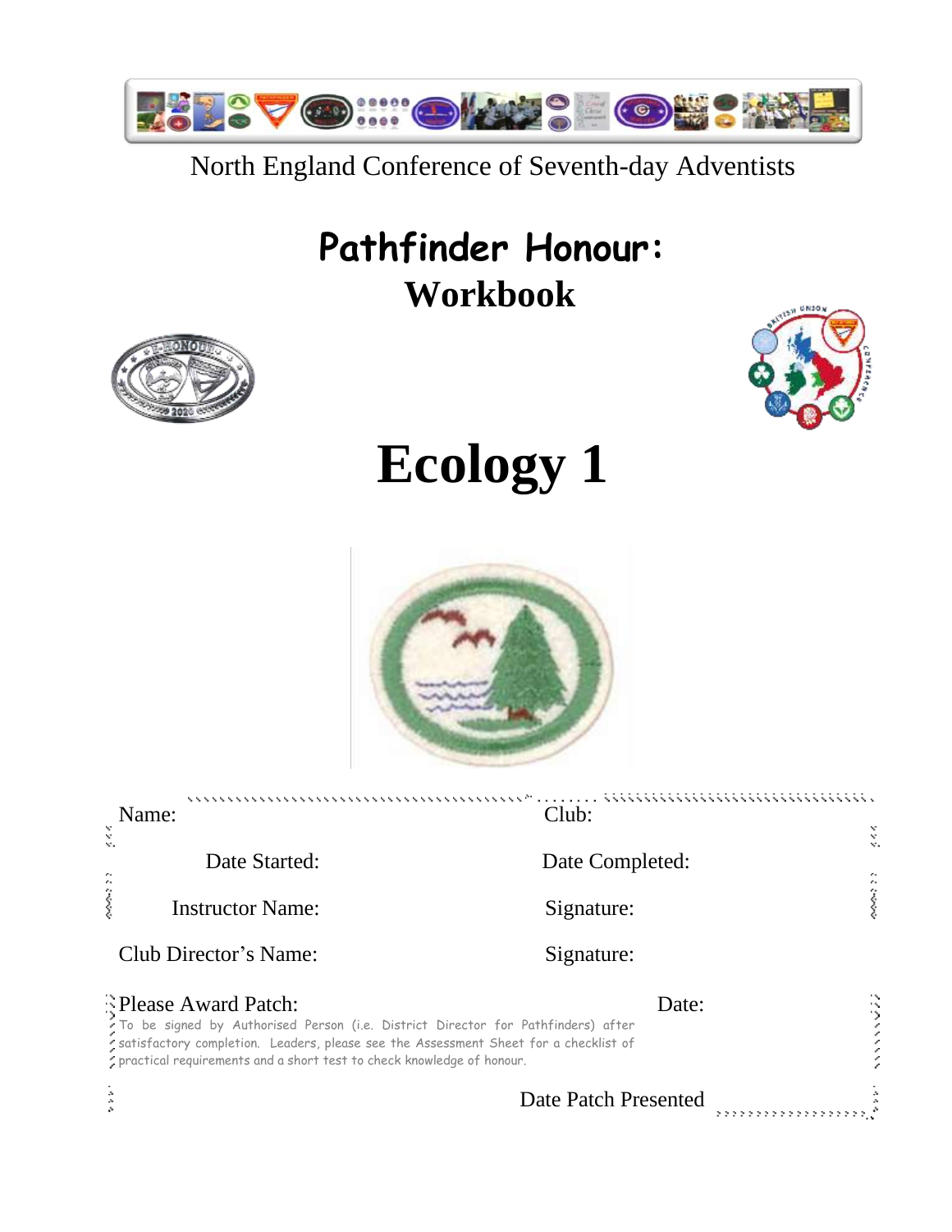North England Conference of Seventh-day Adventists

# Pathfinder Honour:
## Workbook

# Ecology 1

Name: Club:

Date Started: Date Completed:

Instructor Name: Signature:

Club Director's Name: Signature:

Please Award Patch: Date:

To be signed by Authorised Person (i.e. District Director for Pathfinders) after satisfactory completion. Leaders, please see the Assessment Sheet for a checklist of practical requirements and a short test to check knowledge of honour.

Date Patch Presented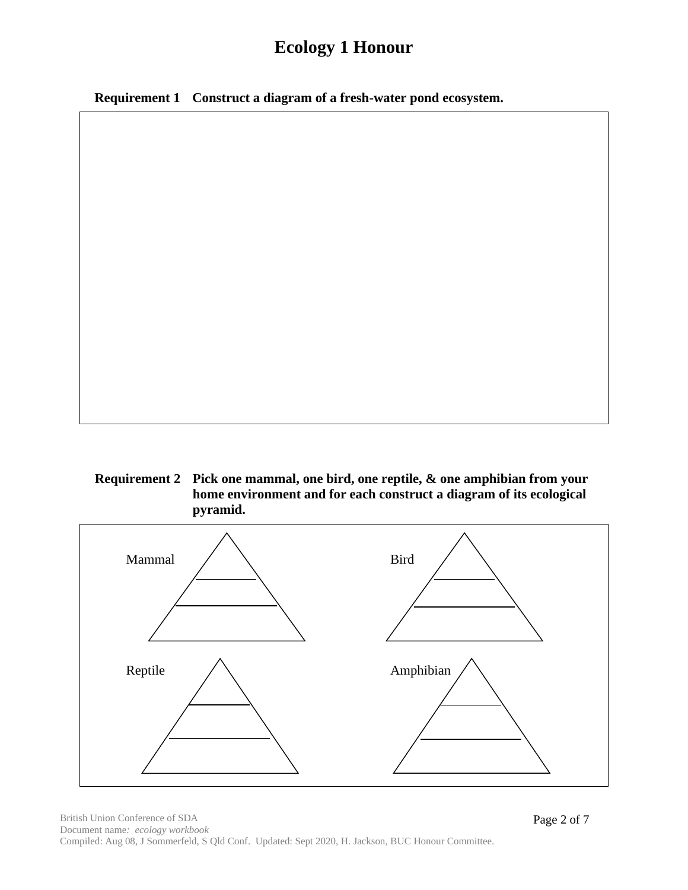# Ecology 1 Honour

**Requirement 1** **Construct a diagram of a fresh-water pond ecosystem.**

**Requirement 2** **Pick one mammal, one bird, one reptile, & one amphibian from your home environment and for each construct a diagram of its ecological pyramid.**

Mammal

Bird

Reptile

Amphibian

British Union Conference of SDA
Document name: *ecology workbook*
Compiled: Aug 08, J Sommerfeld, S Qld Conf. Updated: Sept 2020, H. Jackson, BUC Honour Committee.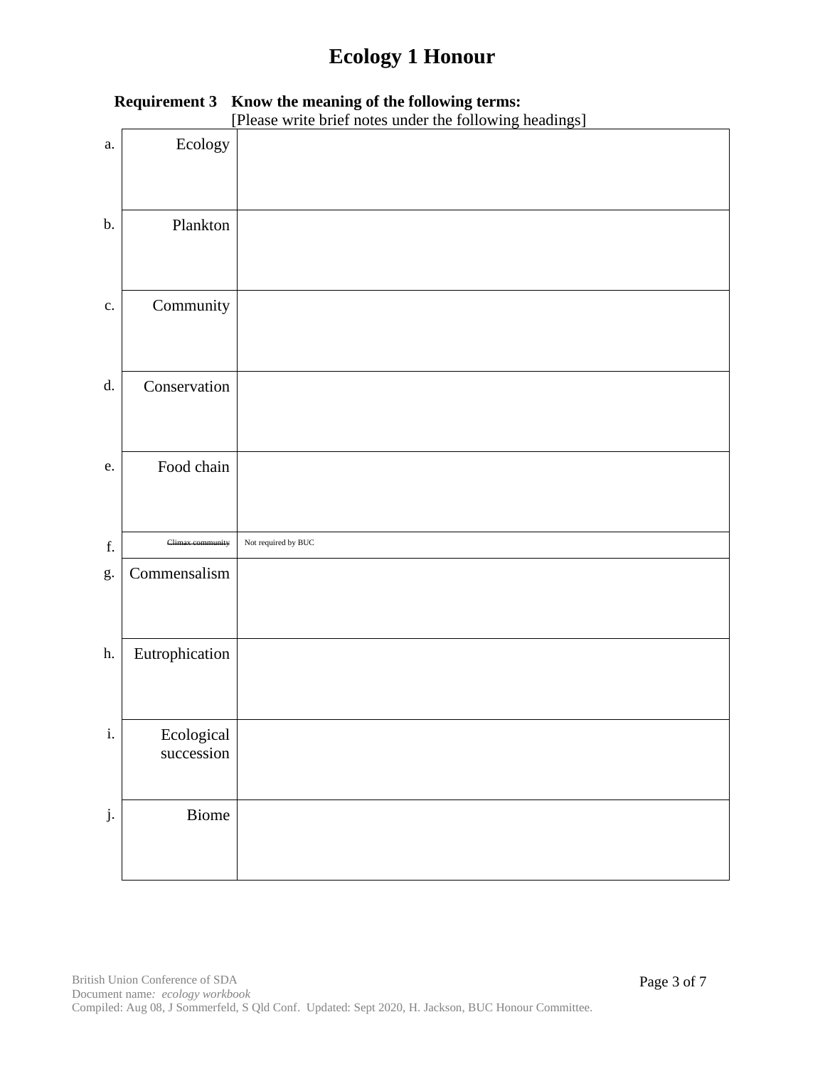# Ecology 1 Honour

**Requirement 3 Know the meaning of the following terms:**
[Please write brief notes under the following headings]

| | Term | Notes |
|---|---|---|
| a. | Ecology | |
| b. | Plankton | |
| c. | Community | |
| d. | Conservation | |
| e. | Food chain | |
| f. | ~~Climax community~~ | Not required by BUC |
| g. | Commensalism | |
| h. | Eutrophication | |
| i. | Ecological succession | |
| j. | Biome | |

British Union Conference of SDA
Document name*: ecology workbook*
Compiled: Aug 08, J Sommerfeld, S Qld Conf. Updated: Sept 2020, H. Jackson, BUC Honour Committee.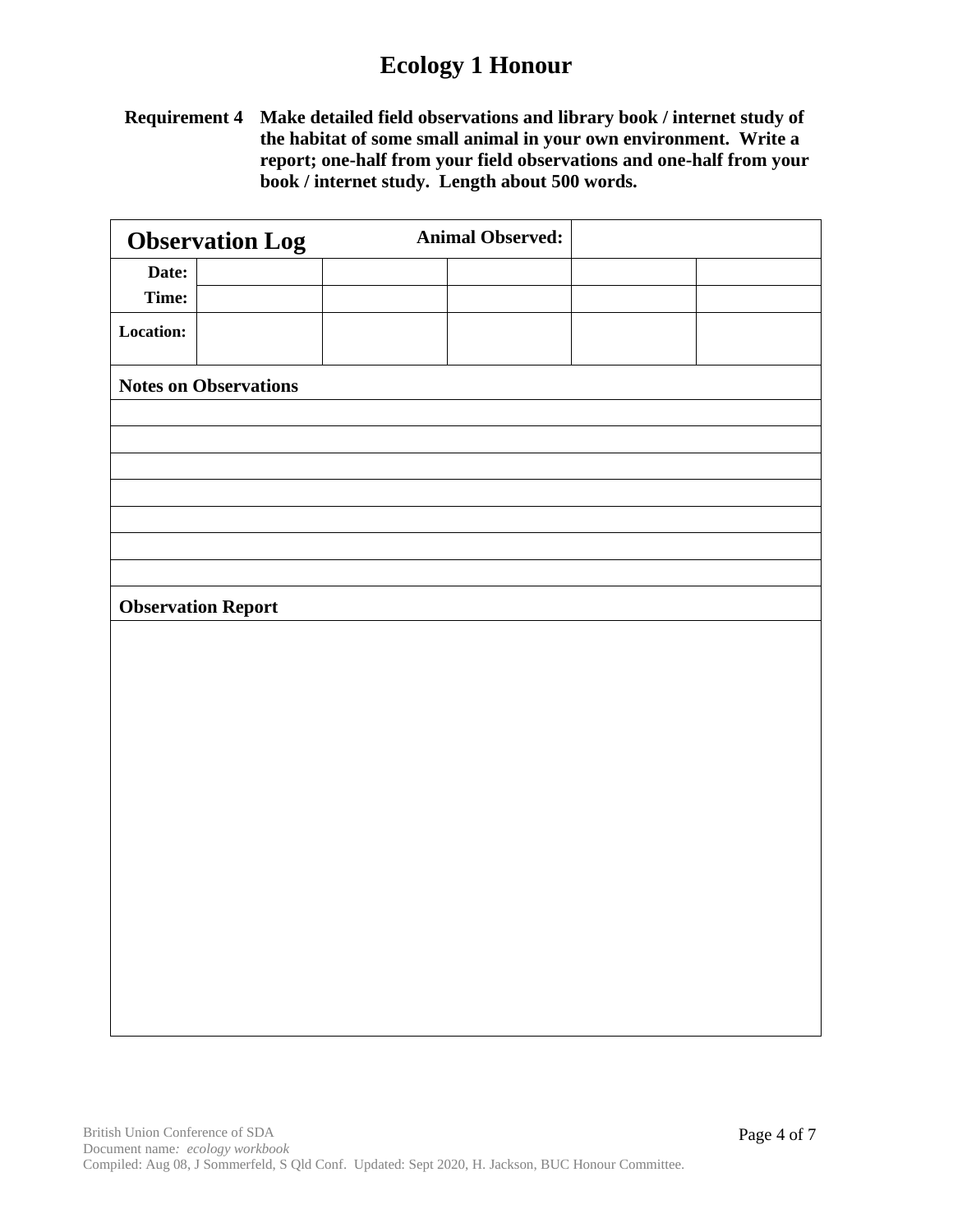# Ecology 1 Honour

**Requirement 4** **Make detailed field observations and library book / internet study of the habitat of some small animal in your own environment. Write a report; one-half from your field observations and one-half from your book / internet study. Length about 500 words.**

| **Observation Log** | | | **Animal Observed:** | | |
|---|---|---|---|---|---|
| **Date:** | | | | | |
| **Time:** | | | | | |
| **Location:** | | | | | |
| **Notes on Observations** | | | | | |
| | | | | | |
| | | | | | |
| | | | | | |
| | | | | | |
| | | | | | |
| | | | | | |
| | | | | | |
| **Observation Report** | | | | | |
| | | | | | |

British Union Conference of SDA
Document name: *ecology workbook*
Compiled: Aug 08, J Sommerfeld, S Qld Conf. Updated: Sept 2020, H. Jackson, BUC Honour Committee.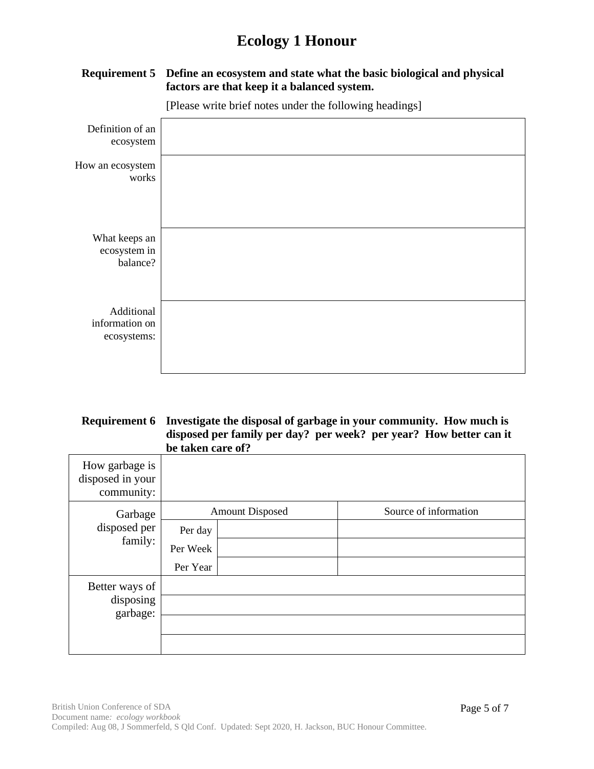# Ecology 1 Honour

**Requirement 5 Define an ecosystem and state what the basic biological and physical factors are that keep it a balanced system.**

[Please write brief notes under the following headings]

| | |
|---|---|
| Definition of an ecosystem | |
| How an ecosystem works | |
| What keeps an ecosystem in balance? | |
| Additional information on ecosystems: | |

**Requirement 6 Investigate the disposal of garbage in your community. How much is disposed per family per day? per week? per year? How better can it be taken care of?**

| | | | |
|---|---|---|---|
| How garbage is disposed in your community: | | | |
| Garbage disposed per family: | Amount Disposed | | Source of information |
| | Per day | | |
| | Per Week | | |
| | Per Year | | |
| Better ways of disposing garbage: | | | |
| | | | |
| | | | |
| | | | |

British Union Conference of SDA
Document name: *ecology workbook*
Compiled: Aug 08, J Sommerfeld, S Qld Conf. Updated: Sept 2020, H. Jackson, BUC Honour Committee.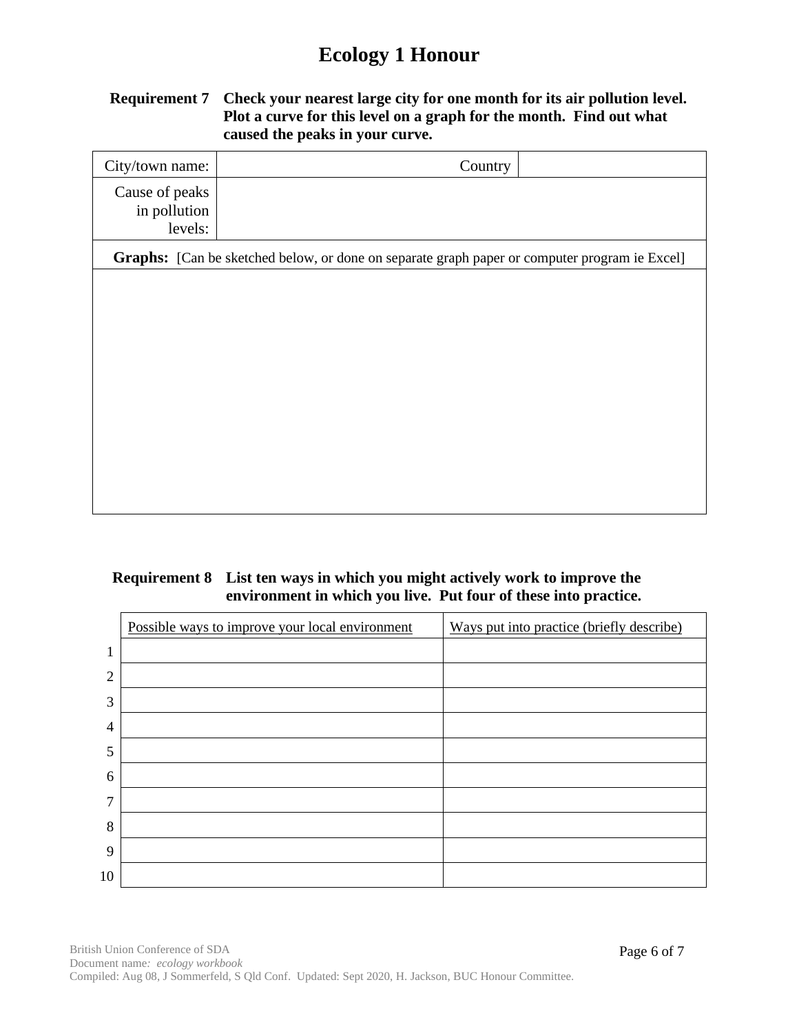# Ecology 1 Honour

**Requirement 7 Check your nearest large city for one month for its air pollution level. Plot a curve for this level on a graph for the month. Find out what caused the peaks in your curve.**

| City/town name: | Country | |
|---|---|---|
| Cause of peaks in pollution levels: | | |
| **Graphs:** [Can be sketched below, or done on separate graph paper or computer program ie Excel] | | |
| | | |

**Requirement 8 List ten ways in which you might actively work to improve the environment in which you live. Put four of these into practice.**

| | Possible ways to improve your local environment | Ways put into practice (briefly describe) |
|---|---|---|
| 1 | | |
| 2 | | |
| 3 | | |
| 4 | | |
| 5 | | |
| 6 | | |
| 7 | | |
| 8 | | |
| 9 | | |
| 10 | | |

British Union Conference of SDA
Document name: *ecology workbook*
Compiled: Aug 08, J Sommerfeld, S Qld Conf. Updated: Sept 2020, H. Jackson, BUC Honour Committee.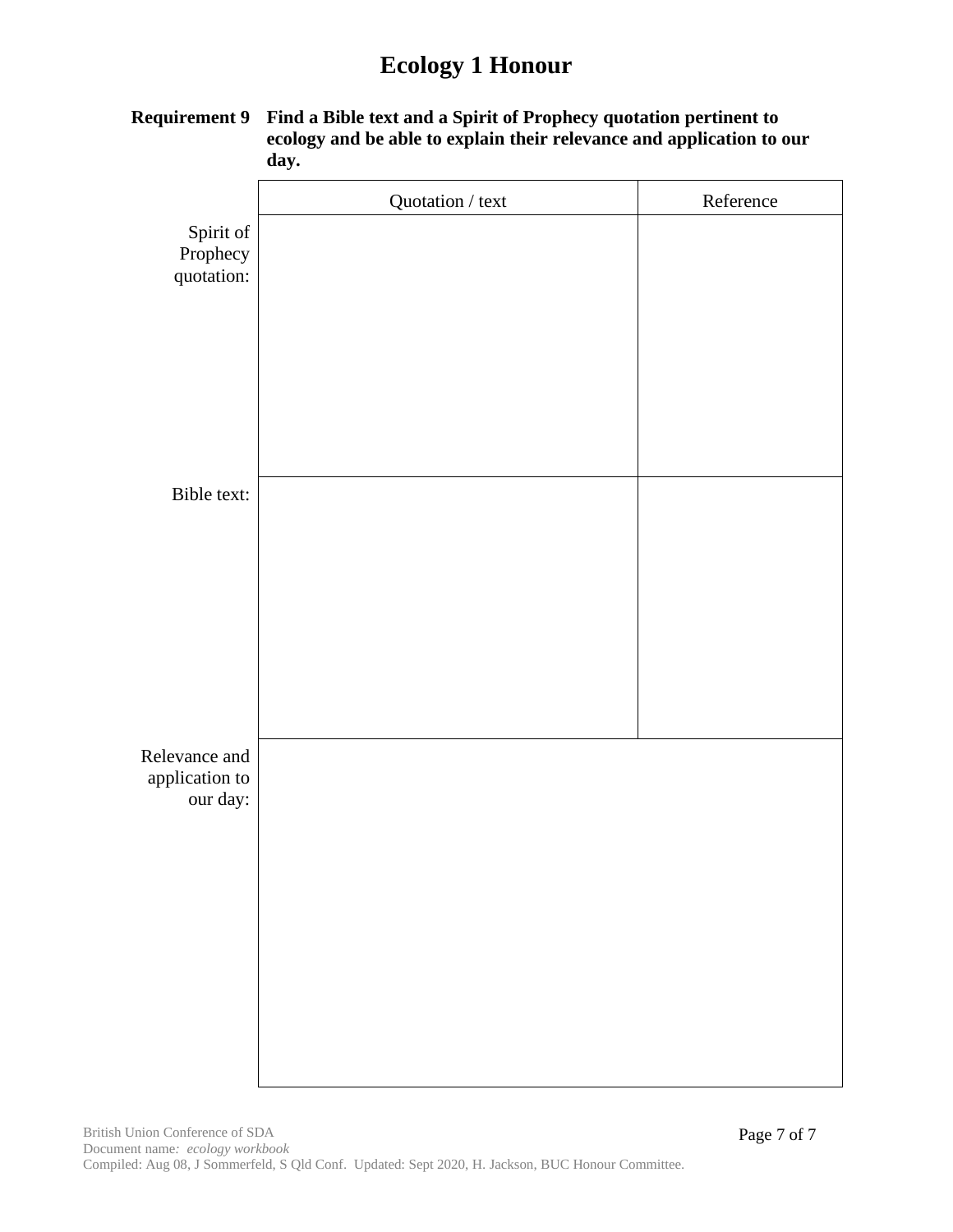# Ecology 1 Honour

**Requirement 9** **Find a Bible text and a Spirit of Prophecy quotation pertinent to ecology and be able to explain their relevance and application to our day.**

| | Quotation / text | Reference |
|---|---|---|
| Spirit of Prophecy quotation: | | |
| Bible text: | | |
| Relevance and application to our day: | | |

British Union Conference of SDA
Document name: *ecology workbook*
Compiled: Aug 08, J Sommerfeld, S Qld Conf. Updated: Sept 2020, H. Jackson, BUC Honour Committee.